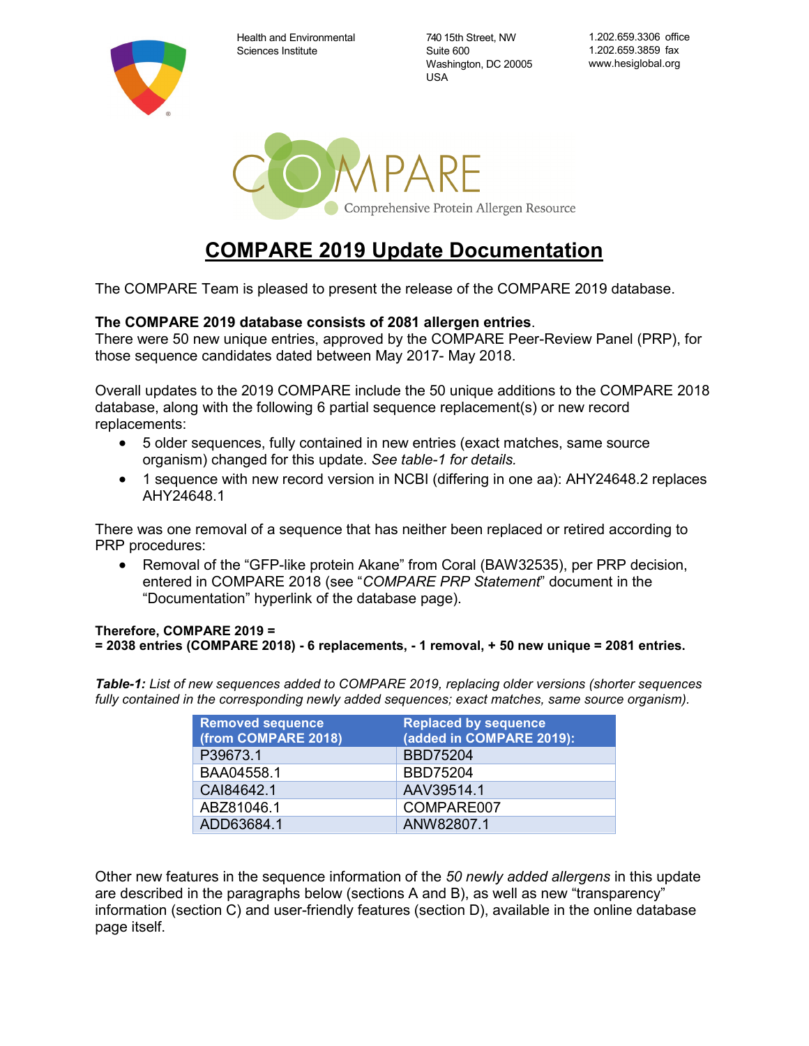Health and Environmental Sciences Institute

740 15th Street, NW
Suite 600
Washington, DC 20005
USA

1.202.659.3306 office
1.202.659.3859 fax
www.hesiglobal.org

COMPARE
Comprehensive Protein Allergen Resource

# COMPARE 2019 Update Documentation

The COMPARE Team is pleased to present the release of the COMPARE 2019 database.

**The COMPARE 2019 database consists of 2081 allergen entries**.
There were 50 new unique entries, approved by the COMPARE Peer-Review Panel (PRP), for those sequence candidates dated between May 2017- May 2018.

Overall updates to the 2019 COMPARE include the 50 unique additions to the COMPARE 2018 database, along with the following 6 partial sequence replacement(s) or new record replacements:

- 5 older sequences, fully contained in new entries (exact matches, same source organism) changed for this update. *See table-1 for details.*
- 1 sequence with new record version in NCBI (differing in one aa): AHY24648.2 replaces AHY24648.1

There was one removal of a sequence that has neither been replaced or retired according to PRP procedures:

- Removal of the "GFP-like protein Akane" from Coral (BAW32535), per PRP decision, entered in COMPARE 2018 (see "*COMPARE PRP Statement*" document in the "Documentation" hyperlink of the database page).

**Therefore, COMPARE 2019 =**
**= 2038 entries (COMPARE 2018) - 6 replacements, - 1 removal, + 50 new unique = 2081 entries.**

***Table-1:*** *List of new sequences added to COMPARE 2019, replacing older versions (shorter sequences fully contained in the corresponding newly added sequences; exact matches, same source organism).*

| Removed sequence (from COMPARE 2018) | Replaced by sequence (added in COMPARE 2019): |
|---|---|
| P39673.1 | BBD75204 |
| BAA04558.1 | BBD75204 |
| CAI84642.1 | AAV39514.1 |
| ABZ81046.1 | COMPARE007 |
| ADD63684.1 | ANW82807.1 |

Other new features in the sequence information of the *50 newly added allergens* in this update are described in the paragraphs below (sections A and B), as well as new "transparency" information (section C) and user-friendly features (section D), available in the online database page itself.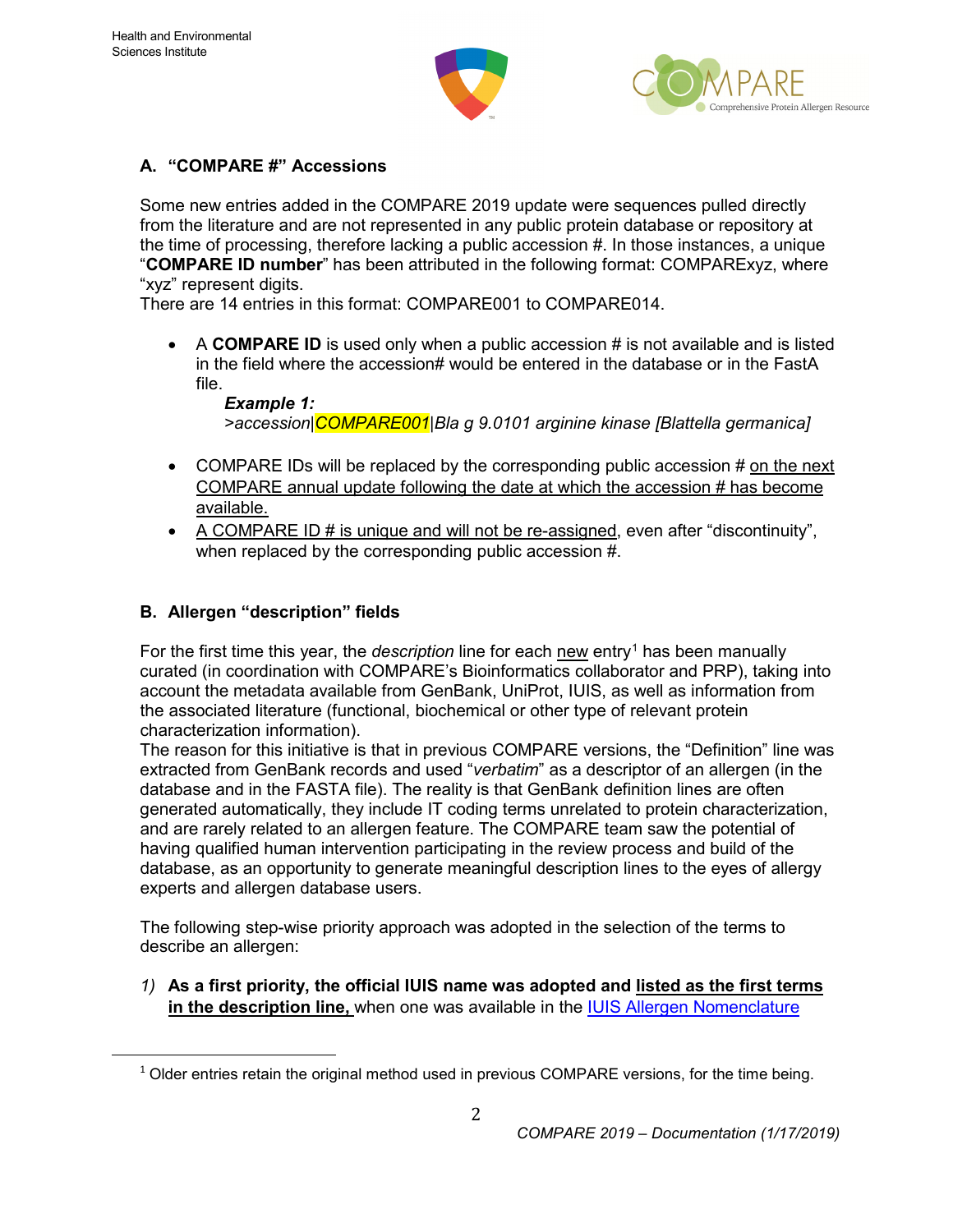## A. "COMPARE #" Accessions

Some new entries added in the COMPARE 2019 update were sequences pulled directly from the literature and are not represented in any public protein database or repository at the time of processing, therefore lacking a public accession #. In those instances, a unique "**COMPARE ID number**" has been attributed in the following format: COMPARExyz, where "xyz" represent digits.
There are 14 entries in this format: COMPARE001 to COMPARE014.

- A **COMPARE ID** is used only when a public accession # is not available and is listed in the field where the accession# would be entered in the database or in the FastA file.

  ***Example 1:***
  *>accession|COMPARE001|Bla g 9.0101 arginine kinase [Blattella germanica]*

- COMPARE IDs will be replaced by the corresponding public accession # on the next COMPARE annual update following the date at which the accession # has become available.
- A COMPARE ID # is unique and will not be re-assigned, even after "discontinuity", when replaced by the corresponding public accession #.

## B. Allergen "description" fields

For the first time this year, the *description* line for each new entry[1] has been manually curated (in coordination with COMPARE's Bioinformatics collaborator and PRP), taking into account the metadata available from GenBank, UniProt, IUIS, as well as information from the associated literature (functional, biochemical or other type of relevant protein characterization information).
The reason for this initiative is that in previous COMPARE versions, the "Definition" line was extracted from GenBank records and used "*verbatim*" as a descriptor of an allergen (in the database and in the FASTA file). The reality is that GenBank definition lines are often generated automatically, they include IT coding terms unrelated to protein characterization, and are rarely related to an allergen feature. The COMPARE team saw the potential of having qualified human intervention participating in the review process and build of the database, as an opportunity to generate meaningful description lines to the eyes of allergy experts and allergen database users.

The following step-wise priority approach was adopted in the selection of the terms to describe an allergen:

1) **As a first priority, the official IUIS name was adopted and listed as the first terms in the description line,** when one was available in the IUIS Allergen Nomenclature

[1] Older entries retain the original method used in previous COMPARE versions, for the time being.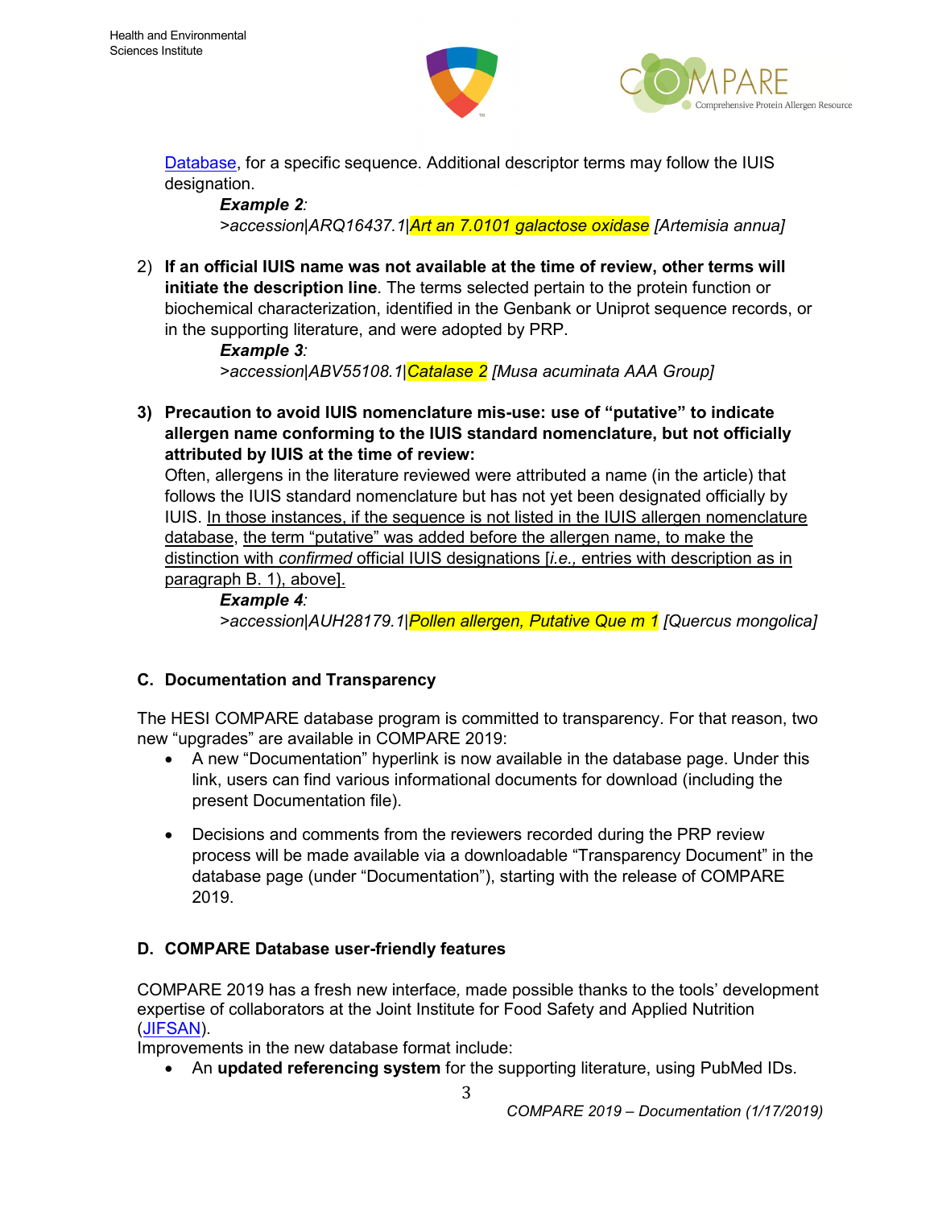[Database](), for a specific sequence. Additional descriptor terms may follow the IUIS designation.

*Example 2:*
*>accession|ARQ16437.1|Art an 7.0101 galactose oxidase [Artemisia annua]*

2) **If an official IUIS name was not available at the time of review, other terms will initiate the description line**. The terms selected pertain to the protein function or biochemical characterization, identified in the Genbank or Uniprot sequence records, or in the supporting literature, and were adopted by PRP.

   *Example 3:*
   *>accession|ABV55108.1|Catalase 2 [Musa acuminata AAA Group]*

3) **Precaution to avoid IUIS nomenclature mis-use: use of "putative" to indicate allergen name conforming to the IUIS standard nomenclature, but not officially attributed by IUIS at the time of review:**
   Often, allergens in the literature reviewed were attributed a name (in the article) that follows the IUIS standard nomenclature but has not yet been designated officially by IUIS. In those instances, if the sequence is not listed in the IUIS allergen nomenclature database, the term "putative" was added before the allergen name, to make the distinction with *confirmed* official IUIS designations [*i.e.,* entries with description as in paragraph B. 1), above].

   *Example 4:*
   *>accession|AUH28179.1|Pollen allergen, Putative Que m 1 [Quercus mongolica]*

## C. Documentation and Transparency

The HESI COMPARE database program is committed to transparency. For that reason, two new "upgrades" are available in COMPARE 2019:

- A new "Documentation" hyperlink is now available in the database page. Under this link, users can find various informational documents for download (including the present Documentation file).
- Decisions and comments from the reviewers recorded during the PRP review process will be made available via a downloadable "Transparency Document" in the database page (under "Documentation"), starting with the release of COMPARE 2019.

## D. COMPARE Database user-friendly features

COMPARE 2019 has a fresh new interface, made possible thanks to the tools' development expertise of collaborators at the Joint Institute for Food Safety and Applied Nutrition ([JIFSAN]()).

Improvements in the new database format include:

- An **updated referencing system** for the supporting literature, using PubMed IDs.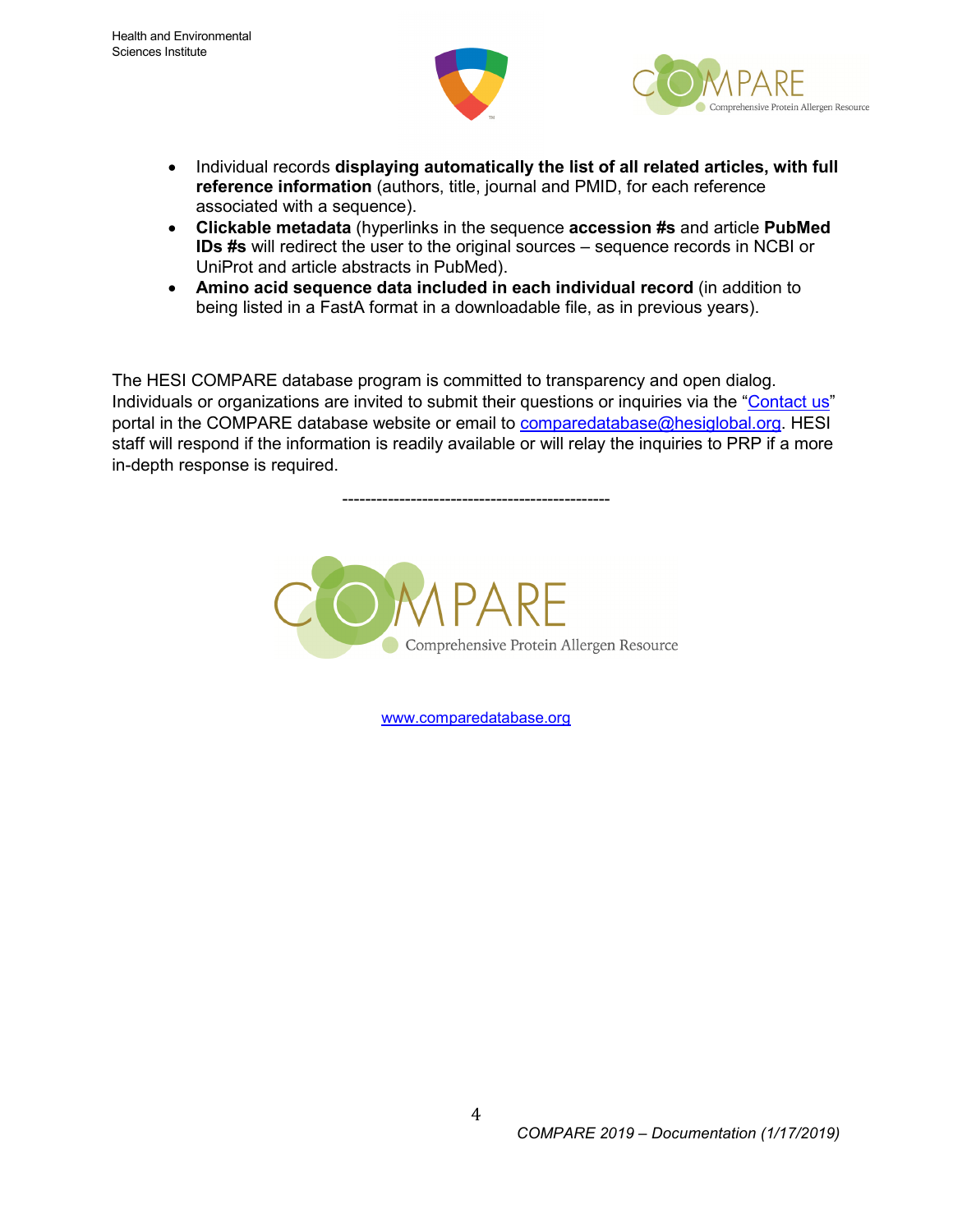- Individual records **displaying automatically the list of all related articles, with full reference information** (authors, title, journal and PMID, for each reference associated with a sequence).
- **Clickable metadata** (hyperlinks in the sequence **accession #s** and article **PubMed IDs #s** will redirect the user to the original sources – sequence records in NCBI or UniProt and article abstracts in PubMed).
- **Amino acid sequence data included in each individual record** (in addition to being listed in a FastA format in a downloadable file, as in previous years).

The HESI COMPARE database program is committed to transparency and open dialog. Individuals or organizations are invited to submit their questions or inquiries via the "Contact us" portal in the COMPARE database website or email to comparedatabase@hesiglobal.org. HESI staff will respond if the information is readily available or will relay the inquiries to PRP if a more in-depth response is required.

----------------------------------------------

COMPARE
Comprehensive Protein Allergen Resource

www.comparedatabase.org